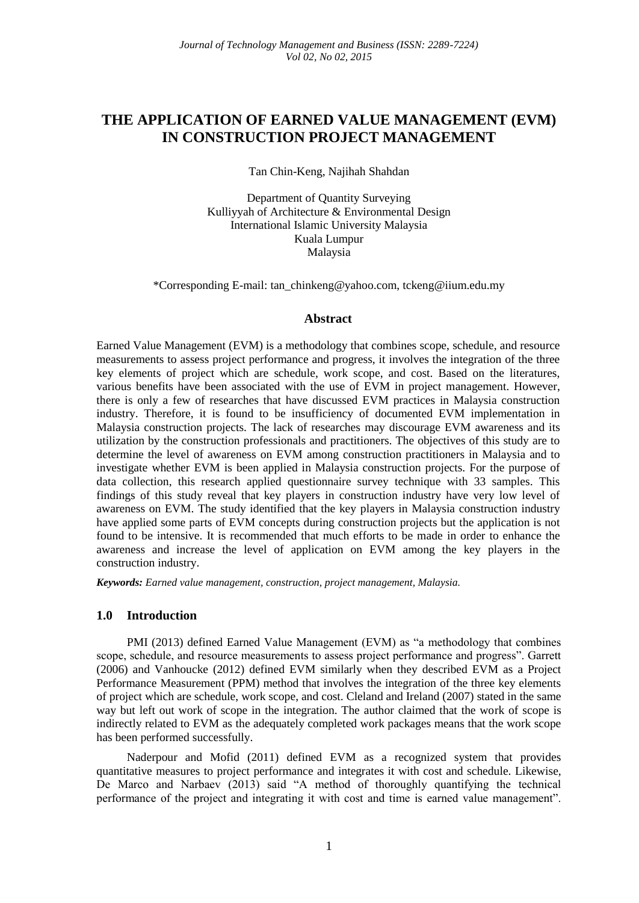# THE APPLICATION OF EARNED VALUE MANAGEMENT (EVM) IN CONSTRUCTION PROJECT MANAGEMENT

Tan Chin-Keng, Najihah Shahdan

Department of Quantity Surveying
Kulliyyah of Architecture & Environmental Design
International Islamic University Malaysia
Kuala Lumpur
Malaysia

*Corresponding E-mail: tan_chinkeng@yahoo.com, tckeng@iium.edu.my

## Abstract

Earned Value Management (EVM) is a methodology that combines scope, schedule, and resource measurements to assess project performance and progress, it involves the integration of the three key elements of project which are schedule, work scope, and cost. Based on the literatures, various benefits have been associated with the use of EVM in project management. However, there is only a few of researches that have discussed EVM practices in Malaysia construction industry. Therefore, it is found to be insufficiency of documented EVM implementation in Malaysia construction projects. The lack of researches may discourage EVM awareness and its utilization by the construction professionals and practitioners. The objectives of this study are to determine the level of awareness on EVM among construction practitioners in Malaysia and to investigate whether EVM is been applied in Malaysia construction projects. For the purpose of data collection, this research applied questionnaire survey technique with 33 samples. This findings of this study reveal that key players in construction industry have very low level of awareness on EVM. The study identified that the key players in Malaysia construction industry have applied some parts of EVM concepts during construction projects but the application is not found to be intensive. It is recommended that much efforts to be made in order to enhance the awareness and increase the level of application on EVM among the key players in the construction industry.

***Keywords:*** *Earned value management, construction, project management, Malaysia.*

## 1.0 Introduction

PMI (2013) defined Earned Value Management (EVM) as "a methodology that combines scope, schedule, and resource measurements to assess project performance and progress". Garrett (2006) and Vanhoucke (2012) defined EVM similarly when they described EVM as a Project Performance Measurement (PPM) method that involves the integration of the three key elements of project which are schedule, work scope, and cost. Cleland and Ireland (2007) stated in the same way but left out work of scope in the integration. The author claimed that the work of scope is indirectly related to EVM as the adequately completed work packages means that the work scope has been performed successfully.

Naderpour and Mofid (2011) defined EVM as a recognized system that provides quantitative measures to project performance and integrates it with cost and schedule. Likewise, De Marco and Narbaev (2013) said "A method of thoroughly quantifying the technical performance of the project and integrating it with cost and time is earned value management".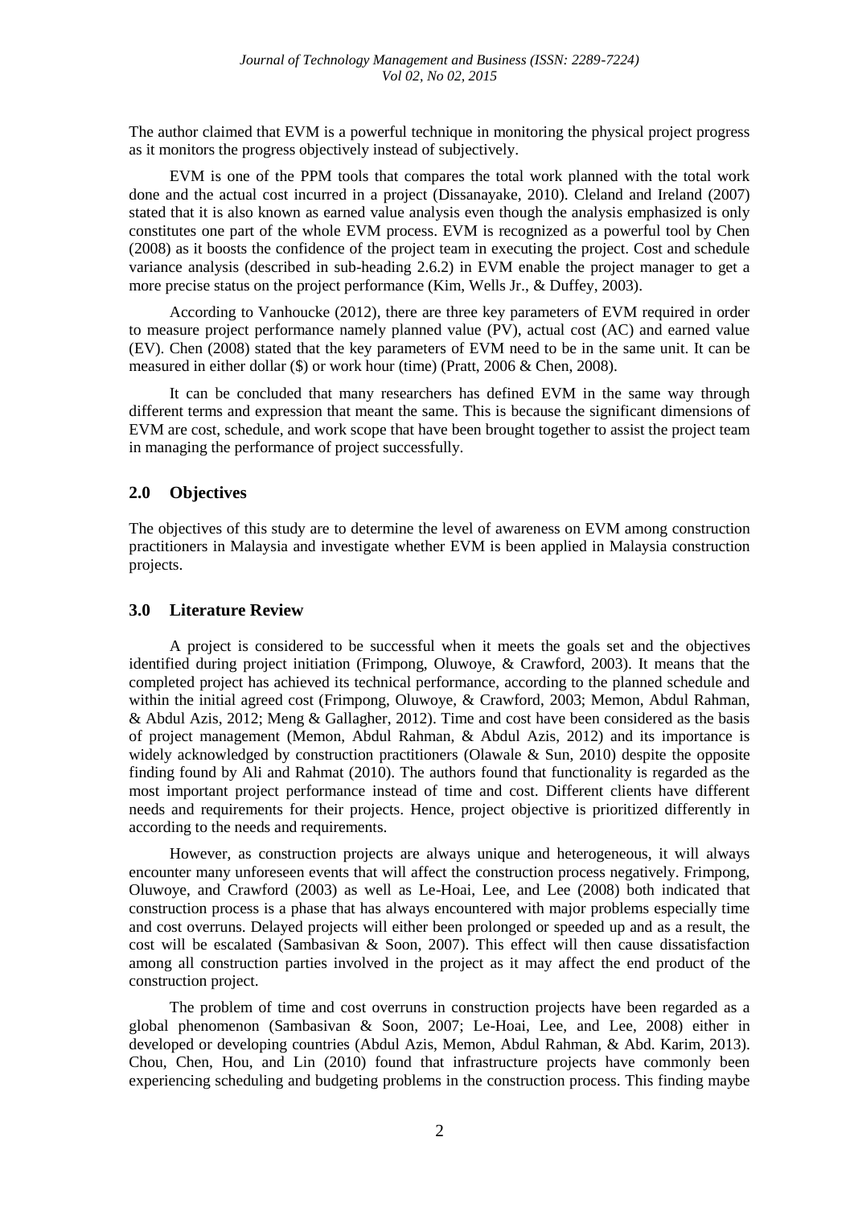The author claimed that EVM is a powerful technique in monitoring the physical project progress as it monitors the progress objectively instead of subjectively.

EVM is one of the PPM tools that compares the total work planned with the total work done and the actual cost incurred in a project (Dissanayake, 2010). Cleland and Ireland (2007) stated that it is also known as earned value analysis even though the analysis emphasized is only constitutes one part of the whole EVM process. EVM is recognized as a powerful tool by Chen (2008) as it boosts the confidence of the project team in executing the project. Cost and schedule variance analysis (described in sub-heading 2.6.2) in EVM enable the project manager to get a more precise status on the project performance (Kim, Wells Jr., & Duffey, 2003).

According to Vanhoucke (2012), there are three key parameters of EVM required in order to measure project performance namely planned value (PV), actual cost (AC) and earned value (EV). Chen (2008) stated that the key parameters of EVM need to be in the same unit. It can be measured in either dollar ($) or work hour (time) (Pratt, 2006 & Chen, 2008).

It can be concluded that many researchers has defined EVM in the same way through different terms and expression that meant the same. This is because the significant dimensions of EVM are cost, schedule, and work scope that have been brought together to assist the project team in managing the performance of project successfully.

## 2.0 Objectives

The objectives of this study are to determine the level of awareness on EVM among construction practitioners in Malaysia and investigate whether EVM is been applied in Malaysia construction projects.

## 3.0 Literature Review

A project is considered to be successful when it meets the goals set and the objectives identified during project initiation (Frimpong, Oluwoye, & Crawford, 2003). It means that the completed project has achieved its technical performance, according to the planned schedule and within the initial agreed cost (Frimpong, Oluwoye, & Crawford, 2003; Memon, Abdul Rahman, & Abdul Azis, 2012; Meng & Gallagher, 2012). Time and cost have been considered as the basis of project management (Memon, Abdul Rahman, & Abdul Azis, 2012) and its importance is widely acknowledged by construction practitioners (Olawale & Sun, 2010) despite the opposite finding found by Ali and Rahmat (2010). The authors found that functionality is regarded as the most important project performance instead of time and cost. Different clients have different needs and requirements for their projects. Hence, project objective is prioritized differently in according to the needs and requirements.

However, as construction projects are always unique and heterogeneous, it will always encounter many unforeseen events that will affect the construction process negatively. Frimpong, Oluwoye, and Crawford (2003) as well as Le-Hoai, Lee, and Lee (2008) both indicated that construction process is a phase that has always encountered with major problems especially time and cost overruns. Delayed projects will either been prolonged or speeded up and as a result, the cost will be escalated (Sambasivan & Soon, 2007). This effect will then cause dissatisfaction among all construction parties involved in the project as it may affect the end product of the construction project.

The problem of time and cost overruns in construction projects have been regarded as a global phenomenon (Sambasivan & Soon, 2007; Le-Hoai, Lee, and Lee, 2008) either in developed or developing countries (Abdul Azis, Memon, Abdul Rahman, & Abd. Karim, 2013). Chou, Chen, Hou, and Lin (2010) found that infrastructure projects have commonly been experiencing scheduling and budgeting problems in the construction process. This finding maybe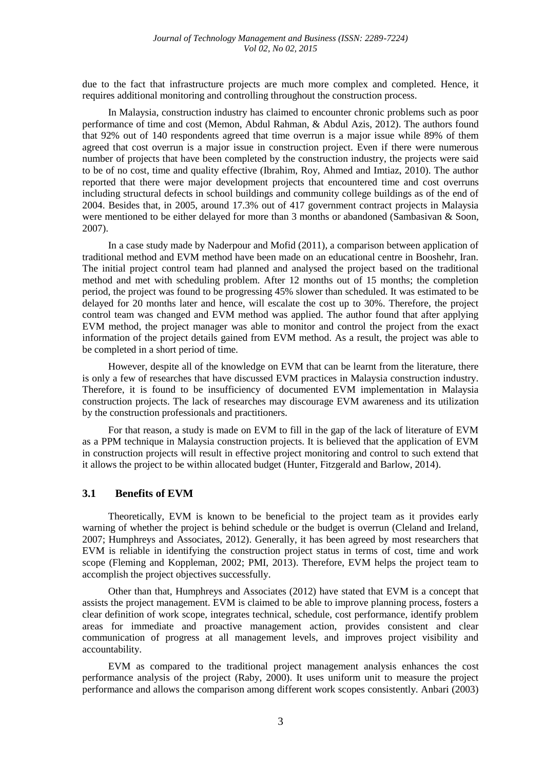due to the fact that infrastructure projects are much more complex and completed. Hence, it requires additional monitoring and controlling throughout the construction process.

In Malaysia, construction industry has claimed to encounter chronic problems such as poor performance of time and cost (Memon, Abdul Rahman, & Abdul Azis, 2012). The authors found that 92% out of 140 respondents agreed that time overrun is a major issue while 89% of them agreed that cost overrun is a major issue in construction project. Even if there were numerous number of projects that have been completed by the construction industry, the projects were said to be of no cost, time and quality effective (Ibrahim, Roy, Ahmed and Imtiaz, 2010). The author reported that there were major development projects that encountered time and cost overruns including structural defects in school buildings and community college buildings as of the end of 2004. Besides that, in 2005, around 17.3% out of 417 government contract projects in Malaysia were mentioned to be either delayed for more than 3 months or abandoned (Sambasivan & Soon, 2007).

In a case study made by Naderpour and Mofid (2011), a comparison between application of traditional method and EVM method have been made on an educational centre in Booshehr, Iran. The initial project control team had planned and analysed the project based on the traditional method and met with scheduling problem. After 12 months out of 15 months; the completion period, the project was found to be progressing 45% slower than scheduled. It was estimated to be delayed for 20 months later and hence, will escalate the cost up to 30%. Therefore, the project control team was changed and EVM method was applied. The author found that after applying EVM method, the project manager was able to monitor and control the project from the exact information of the project details gained from EVM method. As a result, the project was able to be completed in a short period of time.

However, despite all of the knowledge on EVM that can be learnt from the literature, there is only a few of researches that have discussed EVM practices in Malaysia construction industry. Therefore, it is found to be insufficiency of documented EVM implementation in Malaysia construction projects. The lack of researches may discourage EVM awareness and its utilization by the construction professionals and practitioners.

For that reason, a study is made on EVM to fill in the gap of the lack of literature of EVM as a PPM technique in Malaysia construction projects. It is believed that the application of EVM in construction projects will result in effective project monitoring and control to such extend that it allows the project to be within allocated budget (Hunter, Fitzgerald and Barlow, 2014).

## 3.1 Benefits of EVM

Theoretically, EVM is known to be beneficial to the project team as it provides early warning of whether the project is behind schedule or the budget is overrun (Cleland and Ireland, 2007; Humphreys and Associates, 2012). Generally, it has been agreed by most researchers that EVM is reliable in identifying the construction project status in terms of cost, time and work scope (Fleming and Koppleman, 2002; PMI, 2013). Therefore, EVM helps the project team to accomplish the project objectives successfully.

Other than that, Humphreys and Associates (2012) have stated that EVM is a concept that assists the project management. EVM is claimed to be able to improve planning process, fosters a clear definition of work scope, integrates technical, schedule, cost performance, identify problem areas for immediate and proactive management action, provides consistent and clear communication of progress at all management levels, and improves project visibility and accountability.

EVM as compared to the traditional project management analysis enhances the cost performance analysis of the project (Raby, 2000). It uses uniform unit to measure the project performance and allows the comparison among different work scopes consistently. Anbari (2003)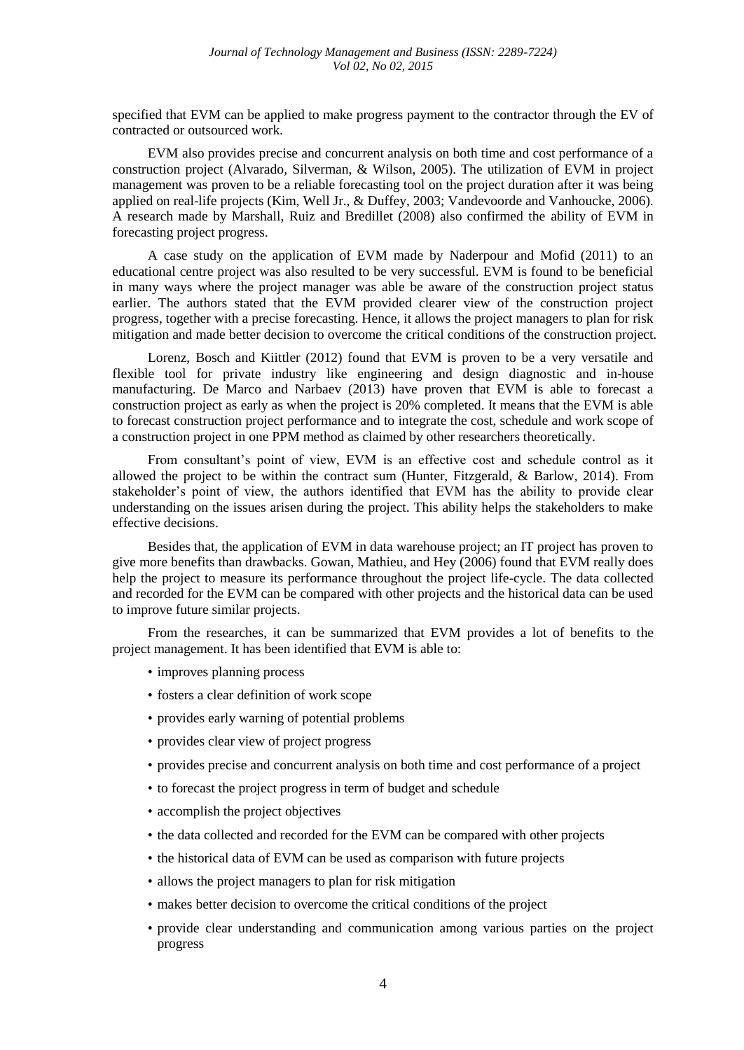specified that EVM can be applied to make progress payment to the contractor through the EV of contracted or outsourced work.

EVM also provides precise and concurrent analysis on both time and cost performance of a construction project (Alvarado, Silverman, & Wilson, 2005). The utilization of EVM in project management was proven to be a reliable forecasting tool on the project duration after it was being applied on real-life projects (Kim, Well Jr., & Duffey, 2003; Vandevoorde and Vanhoucke, 2006). A research made by Marshall, Ruiz and Bredillet (2008) also confirmed the ability of EVM in forecasting project progress.

A case study on the application of EVM made by Naderpour and Mofid (2011) to an educational centre project was also resulted to be very successful. EVM is found to be beneficial in many ways where the project manager was able be aware of the construction project status earlier. The authors stated that the EVM provided clearer view of the construction project progress, together with a precise forecasting. Hence, it allows the project managers to plan for risk mitigation and made better decision to overcome the critical conditions of the construction project.

Lorenz, Bosch and Kiittler (2012) found that EVM is proven to be a very versatile and flexible tool for private industry like engineering and design diagnostic and in-house manufacturing. De Marco and Narbaev (2013) have proven that EVM is able to forecast a construction project as early as when the project is 20% completed. It means that the EVM is able to forecast construction project performance and to integrate the cost, schedule and work scope of a construction project in one PPM method as claimed by other researchers theoretically.

From consultant's point of view, EVM is an effective cost and schedule control as it allowed the project to be within the contract sum (Hunter, Fitzgerald, & Barlow, 2014). From stakeholder's point of view, the authors identified that EVM has the ability to provide clear understanding on the issues arisen during the project. This ability helps the stakeholders to make effective decisions.

Besides that, the application of EVM in data warehouse project; an IT project has proven to give more benefits than drawbacks. Gowan, Mathieu, and Hey (2006) found that EVM really does help the project to measure its performance throughout the project life-cycle. The data collected and recorded for the EVM can be compared with other projects and the historical data can be used to improve future similar projects.

From the researches, it can be summarized that EVM provides a lot of benefits to the project management. It has been identified that EVM is able to:

- improves planning process
- fosters a clear definition of work scope
- provides early warning of potential problems
- provides clear view of project progress
- provides precise and concurrent analysis on both time and cost performance of a project
- to forecast the project progress in term of budget and schedule
- accomplish the project objectives
- the data collected and recorded for the EVM can be compared with other projects
- the historical data of EVM can be used as comparison with future projects
- allows the project managers to plan for risk mitigation
- makes better decision to overcome the critical conditions of the project
- provide clear understanding and communication among various parties on the project progress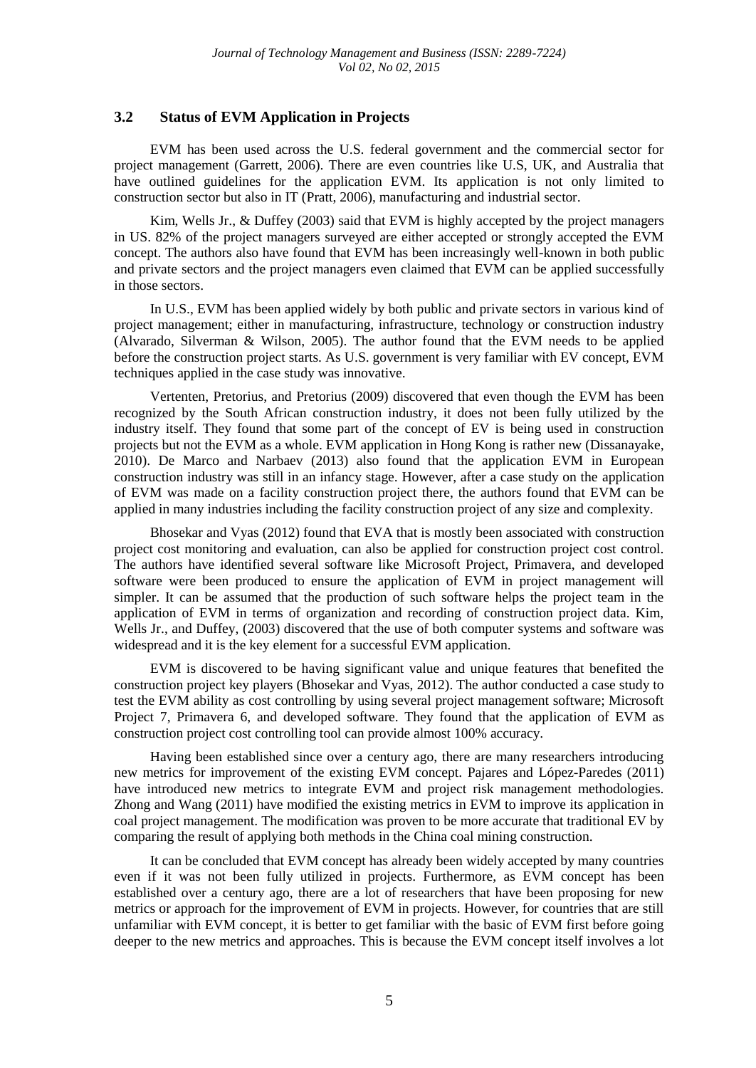## 3.2 Status of EVM Application in Projects

EVM has been used across the U.S. federal government and the commercial sector for project management (Garrett, 2006). There are even countries like U.S, UK, and Australia that have outlined guidelines for the application EVM. Its application is not only limited to construction sector but also in IT (Pratt, 2006), manufacturing and industrial sector.

Kim, Wells Jr., & Duffey (2003) said that EVM is highly accepted by the project managers in US. 82% of the project managers surveyed are either accepted or strongly accepted the EVM concept. The authors also have found that EVM has been increasingly well-known in both public and private sectors and the project managers even claimed that EVM can be applied successfully in those sectors.

In U.S., EVM has been applied widely by both public and private sectors in various kind of project management; either in manufacturing, infrastructure, technology or construction industry (Alvarado, Silverman & Wilson, 2005). The author found that the EVM needs to be applied before the construction project starts. As U.S. government is very familiar with EV concept, EVM techniques applied in the case study was innovative.

Vertenten, Pretorius, and Pretorius (2009) discovered that even though the EVM has been recognized by the South African construction industry, it does not been fully utilized by the industry itself. They found that some part of the concept of EV is being used in construction projects but not the EVM as a whole. EVM application in Hong Kong is rather new (Dissanayake, 2010). De Marco and Narbaev (2013) also found that the application EVM in European construction industry was still in an infancy stage. However, after a case study on the application of EVM was made on a facility construction project there, the authors found that EVM can be applied in many industries including the facility construction project of any size and complexity.

Bhosekar and Vyas (2012) found that EVA that is mostly been associated with construction project cost monitoring and evaluation, can also be applied for construction project cost control. The authors have identified several software like Microsoft Project, Primavera, and developed software were been produced to ensure the application of EVM in project management will simpler. It can be assumed that the production of such software helps the project team in the application of EVM in terms of organization and recording of construction project data. Kim, Wells Jr., and Duffey, (2003) discovered that the use of both computer systems and software was widespread and it is the key element for a successful EVM application.

EVM is discovered to be having significant value and unique features that benefited the construction project key players (Bhosekar and Vyas, 2012). The author conducted a case study to test the EVM ability as cost controlling by using several project management software; Microsoft Project 7, Primavera 6, and developed software. They found that the application of EVM as construction project cost controlling tool can provide almost 100% accuracy.

Having been established since over a century ago, there are many researchers introducing new metrics for improvement of the existing EVM concept. Pajares and López-Paredes (2011) have introduced new metrics to integrate EVM and project risk management methodologies. Zhong and Wang (2011) have modified the existing metrics in EVM to improve its application in coal project management. The modification was proven to be more accurate that traditional EV by comparing the result of applying both methods in the China coal mining construction.

It can be concluded that EVM concept has already been widely accepted by many countries even if it was not been fully utilized in projects. Furthermore, as EVM concept has been established over a century ago, there are a lot of researchers that have been proposing for new metrics or approach for the improvement of EVM in projects. However, for countries that are still unfamiliar with EVM concept, it is better to get familiar with the basic of EVM first before going deeper to the new metrics and approaches. This is because the EVM concept itself involves a lot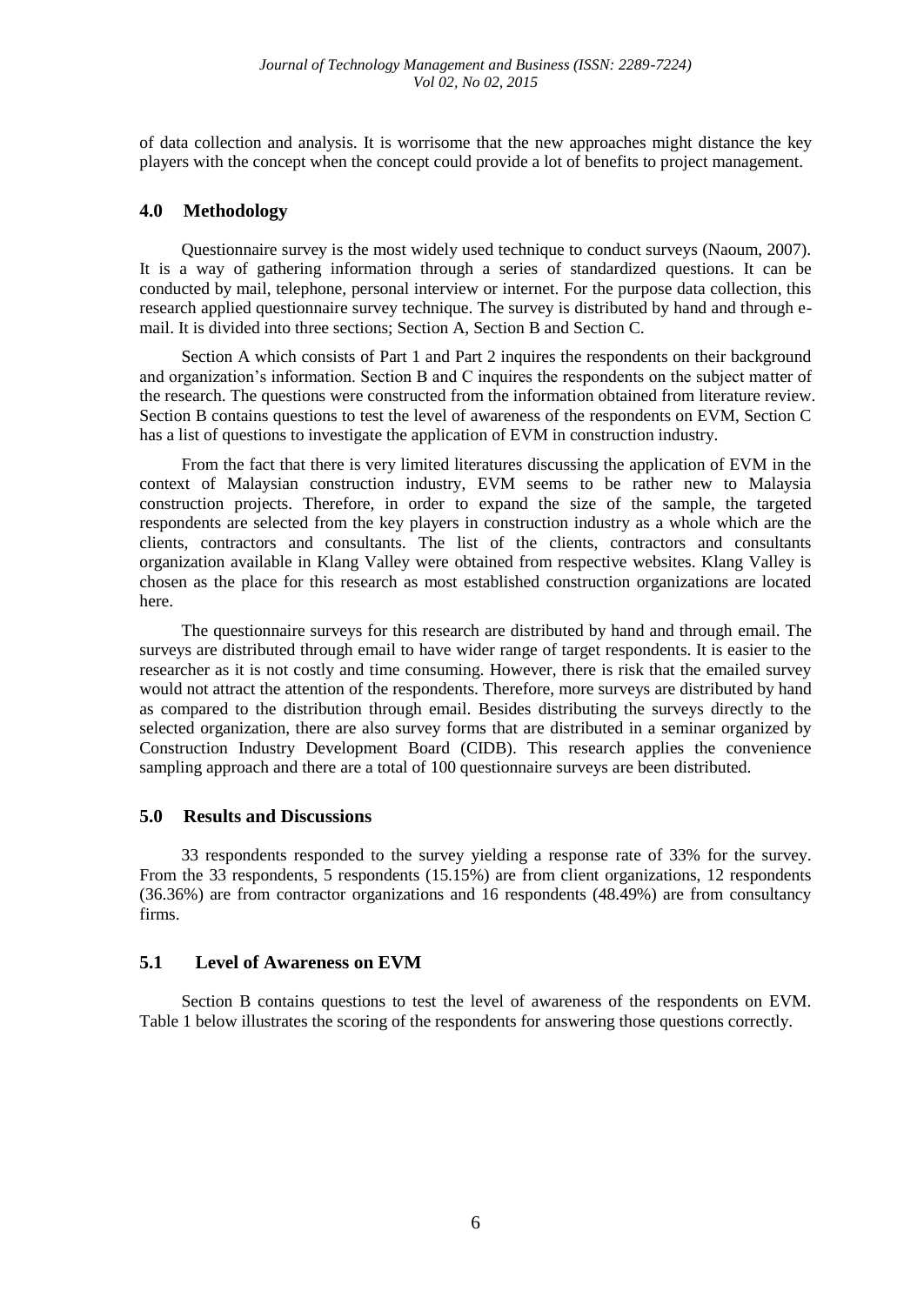of data collection and analysis. It is worrisome that the new approaches might distance the key players with the concept when the concept could provide a lot of benefits to project management.

## 4.0 Methodology

Questionnaire survey is the most widely used technique to conduct surveys (Naoum, 2007). It is a way of gathering information through a series of standardized questions. It can be conducted by mail, telephone, personal interview or internet. For the purpose data collection, this research applied questionnaire survey technique. The survey is distributed by hand and through e-mail. It is divided into three sections; Section A, Section B and Section C.

Section A which consists of Part 1 and Part 2 inquires the respondents on their background and organization's information. Section B and C inquires the respondents on the subject matter of the research. The questions were constructed from the information obtained from literature review. Section B contains questions to test the level of awareness of the respondents on EVM, Section C has a list of questions to investigate the application of EVM in construction industry.

From the fact that there is very limited literatures discussing the application of EVM in the context of Malaysian construction industry, EVM seems to be rather new to Malaysia construction projects. Therefore, in order to expand the size of the sample, the targeted respondents are selected from the key players in construction industry as a whole which are the clients, contractors and consultants. The list of the clients, contractors and consultants organization available in Klang Valley were obtained from respective websites. Klang Valley is chosen as the place for this research as most established construction organizations are located here.

The questionnaire surveys for this research are distributed by hand and through email. The surveys are distributed through email to have wider range of target respondents. It is easier to the researcher as it is not costly and time consuming. However, there is risk that the emailed survey would not attract the attention of the respondents. Therefore, more surveys are distributed by hand as compared to the distribution through email. Besides distributing the surveys directly to the selected organization, there are also survey forms that are distributed in a seminar organized by Construction Industry Development Board (CIDB). This research applies the convenience sampling approach and there are a total of 100 questionnaire surveys are been distributed.

## 5.0 Results and Discussions

33 respondents responded to the survey yielding a response rate of 33% for the survey. From the 33 respondents, 5 respondents (15.15%) are from client organizations, 12 respondents (36.36%) are from contractor organizations and 16 respondents (48.49%) are from consultancy firms.

### 5.1 Level of Awareness on EVM

Section B contains questions to test the level of awareness of the respondents on EVM. Table 1 below illustrates the scoring of the respondents for answering those questions correctly.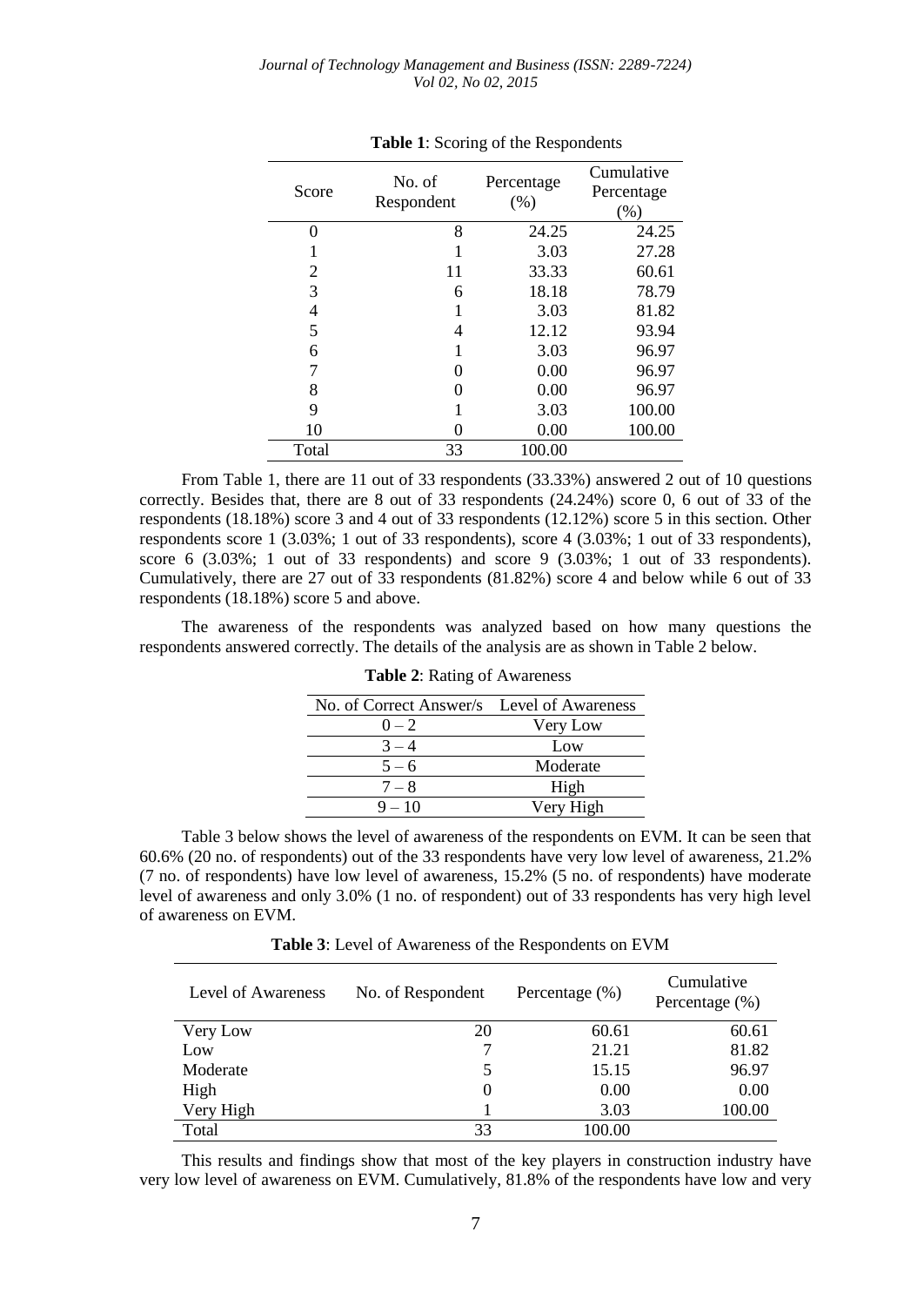**Table 1**: Scoring of the Respondents

| Score | No. of Respondent | Percentage (%) | Cumulative Percentage (%) |
|---|---|---|---|
| 0 | 8 | 24.25 | 24.25 |
| 1 | 1 | 3.03 | 27.28 |
| 2 | 11 | 33.33 | 60.61 |
| 3 | 6 | 18.18 | 78.79 |
| 4 | 1 | 3.03 | 81.82 |
| 5 | 4 | 12.12 | 93.94 |
| 6 | 1 | 3.03 | 96.97 |
| 7 | 0 | 0.00 | 96.97 |
| 8 | 0 | 0.00 | 96.97 |
| 9 | 1 | 3.03 | 100.00 |
| 10 | 0 | 0.00 | 100.00 |
| Total | 33 | 100.00 | |

From Table 1, there are 11 out of 33 respondents (33.33%) answered 2 out of 10 questions correctly. Besides that, there are 8 out of 33 respondents (24.24%) score 0, 6 out of 33 of the respondents (18.18%) score 3 and 4 out of 33 respondents (12.12%) score 5 in this section. Other respondents score 1 (3.03%; 1 out of 33 respondents), score 4 (3.03%; 1 out of 33 respondents), score 6 (3.03%; 1 out of 33 respondents) and score 9 (3.03%; 1 out of 33 respondents). Cumulatively, there are 27 out of 33 respondents (81.82%) score 4 and below while 6 out of 33 respondents (18.18%) score 5 and above.

The awareness of the respondents was analyzed based on how many questions the respondents answered correctly. The details of the analysis are as shown in Table 2 below.

**Table 2**: Rating of Awareness

| No. of Correct Answer/s | Level of Awareness |
|---|---|
| 0 – 2 | Very Low |
| 3 – 4 | Low |
| 5 – 6 | Moderate |
| 7 – 8 | High |
| 9 – 10 | Very High |

Table 3 below shows the level of awareness of the respondents on EVM. It can be seen that 60.6% (20 no. of respondents) out of the 33 respondents have very low level of awareness, 21.2% (7 no. of respondents) have low level of awareness, 15.2% (5 no. of respondents) have moderate level of awareness and only 3.0% (1 no. of respondent) out of 33 respondents has very high level of awareness on EVM.

**Table 3**: Level of Awareness of the Respondents on EVM

| Level of Awareness | No. of Respondent | Percentage (%) | Cumulative Percentage (%) |
|---|---|---|---|
| Very Low | 20 | 60.61 | 60.61 |
| Low | 7 | 21.21 | 81.82 |
| Moderate | 5 | 15.15 | 96.97 |
| High | 0 | 0.00 | 0.00 |
| Very High | 1 | 3.03 | 100.00 |
| Total | 33 | 100.00 | |

This results and findings show that most of the key players in construction industry have very low level of awareness on EVM. Cumulatively, 81.8% of the respondents have low and very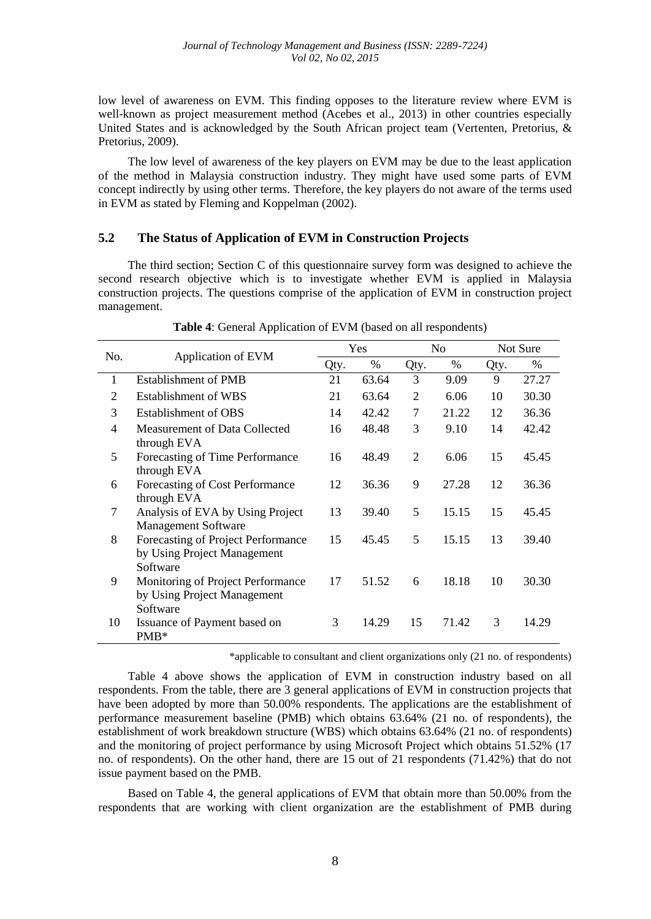low level of awareness on EVM. This finding opposes to the literature review where EVM is well-known as project measurement method (Acebes et al., 2013) in other countries especially United States and is acknowledged by the South African project team (Vertenten, Pretorius, & Pretorius, 2009).

The low level of awareness of the key players on EVM may be due to the least application of the method in Malaysia construction industry. They might have used some parts of EVM concept indirectly by using other terms. Therefore, the key players do not aware of the terms used in EVM as stated by Fleming and Koppelman (2002).

## 5.2 The Status of Application of EVM in Construction Projects

The third section; Section C of this questionnaire survey form was designed to achieve the second research objective which is to investigate whether EVM is applied in Malaysia construction projects. The questions comprise of the application of EVM in construction project management.

**Table 4**: General Application of EVM (based on all respondents)

| No. | Application of EVM | Yes | | No | | Not Sure | |
|---|---|---|---|---|---|---|---|
| | | Qty. | % | Qty. | % | Qty. | % |
| 1 | Establishment of PMB | 21 | 63.64 | 3 | 9.09 | 9 | 27.27 |
| 2 | Establishment of WBS | 21 | 63.64 | 2 | 6.06 | 10 | 30.30 |
| 3 | Establishment of OBS | 14 | 42.42 | 7 | 21.22 | 12 | 36.36 |
| 4 | Measurement of Data Collected through EVA | 16 | 48.48 | 3 | 9.10 | 14 | 42.42 |
| 5 | Forecasting of Time Performance through EVA | 16 | 48.49 | 2 | 6.06 | 15 | 45.45 |
| 6 | Forecasting of Cost Performance through EVA | 12 | 36.36 | 9 | 27.28 | 12 | 36.36 |
| 7 | Analysis of EVA by Using Project Management Software | 13 | 39.40 | 5 | 15.15 | 15 | 45.45 |
| 8 | Forecasting of Project Performance by Using Project Management Software | 15 | 45.45 | 5 | 15.15 | 13 | 39.40 |
| 9 | Monitoring of Project Performance by Using Project Management Software | 17 | 51.52 | 6 | 18.18 | 10 | 30.30 |
| 10 | Issuance of Payment based on PMB* | 3 | 14.29 | 15 | 71.42 | 3 | 14.29 |

*applicable to consultant and client organizations only (21 no. of respondents)

Table 4 above shows the application of EVM in construction industry based on all respondents. From the table, there are 3 general applications of EVM in construction projects that have been adopted by more than 50.00% respondents. The applications are the establishment of performance measurement baseline (PMB) which obtains 63.64% (21 no. of respondents), the establishment of work breakdown structure (WBS) which obtains 63.64% (21 no. of respondents) and the monitoring of project performance by using Microsoft Project which obtains 51.52% (17 no. of respondents). On the other hand, there are 15 out of 21 respondents (71.42%) that do not issue payment based on the PMB.

Based on Table 4, the general applications of EVM that obtain more than 50.00% from the respondents that are working with client organization are the establishment of PMB during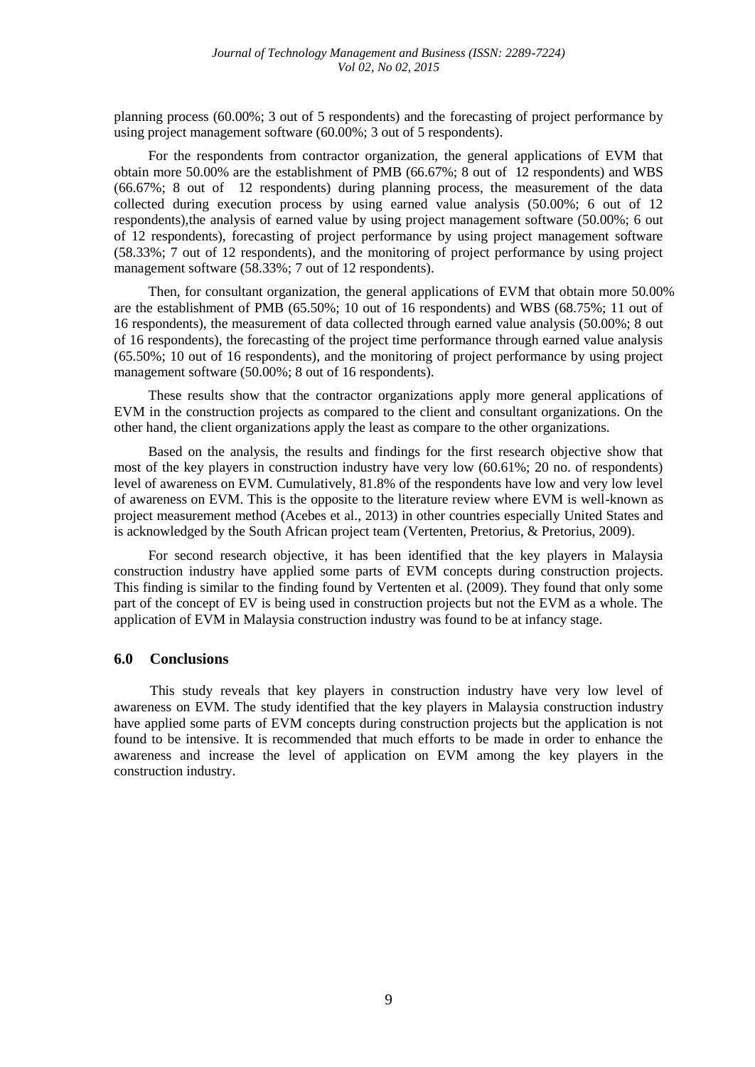planning process (60.00%; 3 out of 5 respondents) and the forecasting of project performance by using project management software (60.00%; 3 out of 5 respondents).

For the respondents from contractor organization, the general applications of EVM that obtain more 50.00% are the establishment of PMB (66.67%; 8 out of 12 respondents) and WBS (66.67%; 8 out of 12 respondents) during planning process, the measurement of the data collected during execution process by using earned value analysis (50.00%; 6 out of 12 respondents),the analysis of earned value by using project management software (50.00%; 6 out of 12 respondents), forecasting of project performance by using project management software (58.33%; 7 out of 12 respondents), and the monitoring of project performance by using project management software (58.33%; 7 out of 12 respondents).

Then, for consultant organization, the general applications of EVM that obtain more 50.00% are the establishment of PMB (65.50%; 10 out of 16 respondents) and WBS (68.75%; 11 out of 16 respondents), the measurement of data collected through earned value analysis (50.00%; 8 out of 16 respondents), the forecasting of the project time performance through earned value analysis (65.50%; 10 out of 16 respondents), and the monitoring of project performance by using project management software (50.00%; 8 out of 16 respondents).

These results show that the contractor organizations apply more general applications of EVM in the construction projects as compared to the client and consultant organizations. On the other hand, the client organizations apply the least as compare to the other organizations.

Based on the analysis, the results and findings for the first research objective show that most of the key players in construction industry have very low (60.61%; 20 no. of respondents) level of awareness on EVM. Cumulatively, 81.8% of the respondents have low and very low level of awareness on EVM. This is the opposite to the literature review where EVM is well-known as project measurement method (Acebes et al., 2013) in other countries especially United States and is acknowledged by the South African project team (Vertenten, Pretorius, & Pretorius, 2009).

For second research objective, it has been identified that the key players in Malaysia construction industry have applied some parts of EVM concepts during construction projects. This finding is similar to the finding found by Vertenten et al. (2009). They found that only some part of the concept of EV is being used in construction projects but not the EVM as a whole. The application of EVM in Malaysia construction industry was found to be at infancy stage.

## 6.0 Conclusions

This study reveals that key players in construction industry have very low level of awareness on EVM. The study identified that the key players in Malaysia construction industry have applied some parts of EVM concepts during construction projects but the application is not found to be intensive. It is recommended that much efforts to be made in order to enhance the awareness and increase the level of application on EVM among the key players in the construction industry.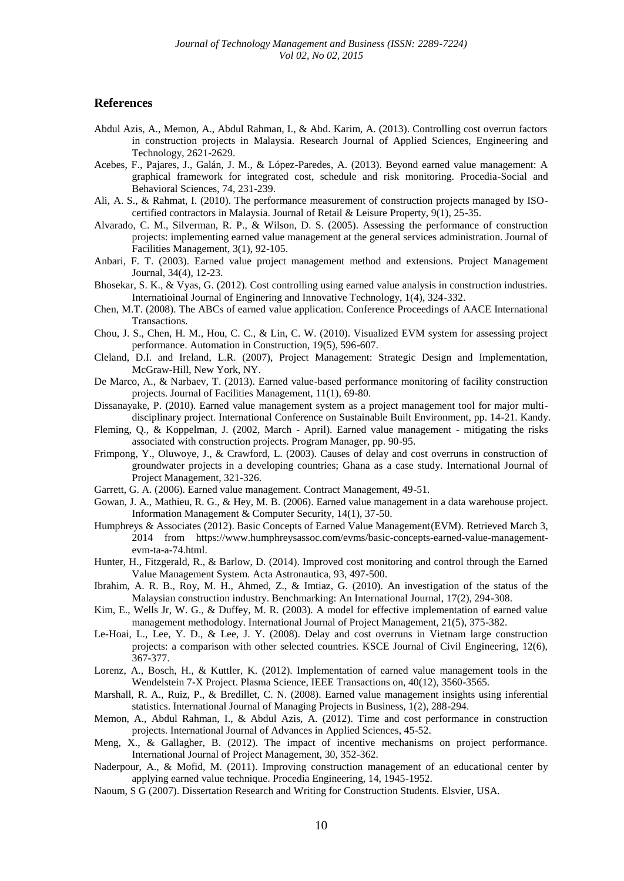## References

Abdul Azis, A., Memon, A., Abdul Rahman, I., & Abd. Karim, A. (2013). Controlling cost overrun factors in construction projects in Malaysia. Research Journal of Applied Sciences, Engineering and Technology, 2621-2629.

Acebes, F., Pajares, J., Galán, J. M., & López-Paredes, A. (2013). Beyond earned value management: A graphical framework for integrated cost, schedule and risk monitoring. Procedia-Social and Behavioral Sciences, 74, 231-239.

Ali, A. S., & Rahmat, I. (2010). The performance measurement of construction projects managed by ISO-certified contractors in Malaysia. Journal of Retail & Leisure Property, 9(1), 25-35.

Alvarado, C. M., Silverman, R. P., & Wilson, D. S. (2005). Assessing the performance of construction projects: implementing earned value management at the general services administration. Journal of Facilities Management, 3(1), 92-105.

Anbari, F. T. (2003). Earned value project management method and extensions. Project Management Journal, 34(4), 12-23.

Bhosekar, S. K., & Vyas, G. (2012). Cost controlling using earned value analysis in construction industries. Internatioinal Journal of Enginering and Innovative Technology, 1(4), 324-332.

Chen, M.T. (2008). The ABCs of earned value application. Conference Proceedings of AACE International Transactions.

Chou, J. S., Chen, H. M., Hou, C. C., & Lin, C. W. (2010). Visualized EVM system for assessing project performance. Automation in Construction, 19(5), 596-607.

Cleland, D.I. and Ireland, L.R. (2007), Project Management: Strategic Design and Implementation, McGraw-Hill, New York, NY.

De Marco, A., & Narbaev, T. (2013). Earned value-based performance monitoring of facility construction projects. Journal of Facilities Management, 11(1), 69-80.

Dissanayake, P. (2010). Earned value management system as a project management tool for major multi-disciplinary project. International Conference on Sustainable Built Environment, pp. 14-21. Kandy.

Fleming, Q., & Koppelman, J. (2002, March - April). Earned value management - mitigating the risks associated with construction projects. Program Manager, pp. 90-95.

Frimpong, Y., Oluwoye, J., & Crawford, L. (2003). Causes of delay and cost overruns in construction of groundwater projects in a developing countries; Ghana as a case study. International Journal of Project Management, 321-326.

Garrett, G. A. (2006). Earned value management. Contract Management, 49-51.

Gowan, J. A., Mathieu, R. G., & Hey, M. B. (2006). Earned value management in a data warehouse project. Information Management & Computer Security, 14(1), 37-50.

Humphreys & Associates (2012). Basic Concepts of Earned Value Management(EVM). Retrieved March 3, 2014 from https://www.humphreysassoc.com/evms/basic-concepts-earned-value-management-evm-ta-a-74.html.

Hunter, H., Fitzgerald, R., & Barlow, D. (2014). Improved cost monitoring and control through the Earned Value Management System. Acta Astronautica, 93, 497-500.

Ibrahim, A. R. B., Roy, M. H., Ahmed, Z., & Imtiaz, G. (2010). An investigation of the status of the Malaysian construction industry. Benchmarking: An International Journal, 17(2), 294-308.

Kim, E., Wells Jr, W. G., & Duffey, M. R. (2003). A model for effective implementation of earned value management methodology. International Journal of Project Management, 21(5), 375-382.

Le-Hoai, L., Lee, Y. D., & Lee, J. Y. (2008). Delay and cost overruns in Vietnam large construction projects: a comparison with other selected countries. KSCE Journal of Civil Engineering, 12(6), 367-377.

Lorenz, A., Bosch, H., & Kuttler, K. (2012). Implementation of earned value management tools in the Wendelstein 7-X Project. Plasma Science, IEEE Transactions on, 40(12), 3560-3565.

Marshall, R. A., Ruiz, P., & Bredillet, C. N. (2008). Earned value management insights using inferential statistics. International Journal of Managing Projects in Business, 1(2), 288-294.

Memon, A., Abdul Rahman, I., & Abdul Azis, A. (2012). Time and cost performance in construction projects. International Journal of Advances in Applied Sciences, 45-52.

Meng, X., & Gallagher, B. (2012). The impact of incentive mechanisms on project performance. International Journal of Project Management, 30, 352-362.

Naderpour, A., & Mofid, M. (2011). Improving construction management of an educational center by applying earned value technique. Procedia Engineering, 14, 1945-1952.

Naoum, S G (2007). Dissertation Research and Writing for Construction Students. Elsvier, USA.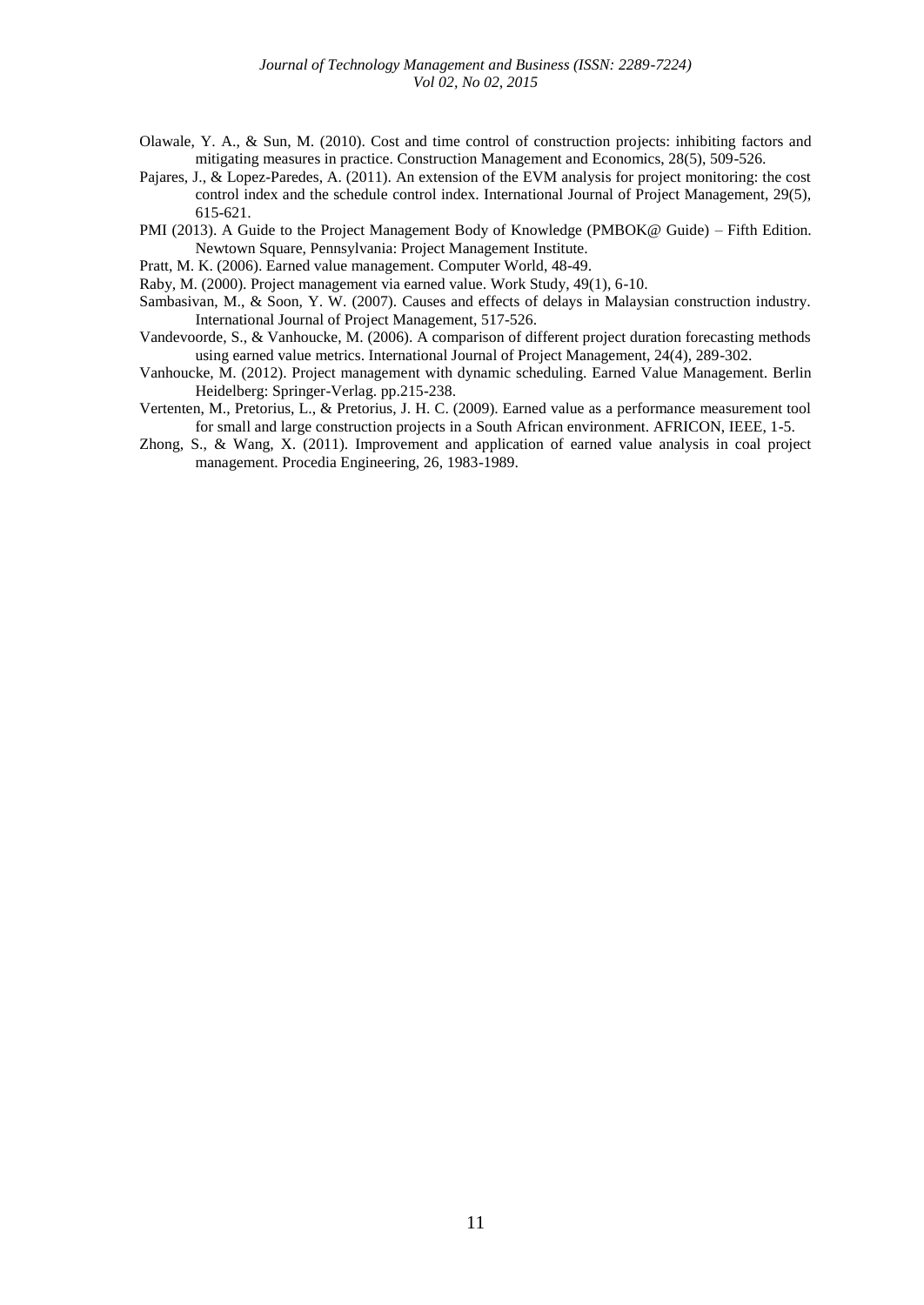Olawale, Y. A., & Sun, M. (2010). Cost and time control of construction projects: inhibiting factors and mitigating measures in practice. Construction Management and Economics, 28(5), 509-526.

Pajares, J., & Lopez-Paredes, A. (2011). An extension of the EVM analysis for project monitoring: the cost control index and the schedule control index. International Journal of Project Management, 29(5), 615-621.

PMI (2013). A Guide to the Project Management Body of Knowledge (PMBOK@ Guide) – Fifth Edition. Newtown Square, Pennsylvania: Project Management Institute.

Pratt, M. K. (2006). Earned value management. Computer World, 48-49.

Raby, M. (2000). Project management via earned value. Work Study, 49(1), 6-10.

Sambasivan, M., & Soon, Y. W. (2007). Causes and effects of delays in Malaysian construction industry. International Journal of Project Management, 517-526.

Vandevoorde, S., & Vanhoucke, M. (2006). A comparison of different project duration forecasting methods using earned value metrics. International Journal of Project Management, 24(4), 289-302.

Vanhoucke, M. (2012). Project management with dynamic scheduling. Earned Value Management. Berlin Heidelberg: Springer-Verlag. pp.215-238.

Vertenten, M., Pretorius, L., & Pretorius, J. H. C. (2009). Earned value as a performance measurement tool for small and large construction projects in a South African environment. AFRICON, IEEE, 1-5.

Zhong, S., & Wang, X. (2011). Improvement and application of earned value analysis in coal project management. Procedia Engineering, 26, 1983-1989.